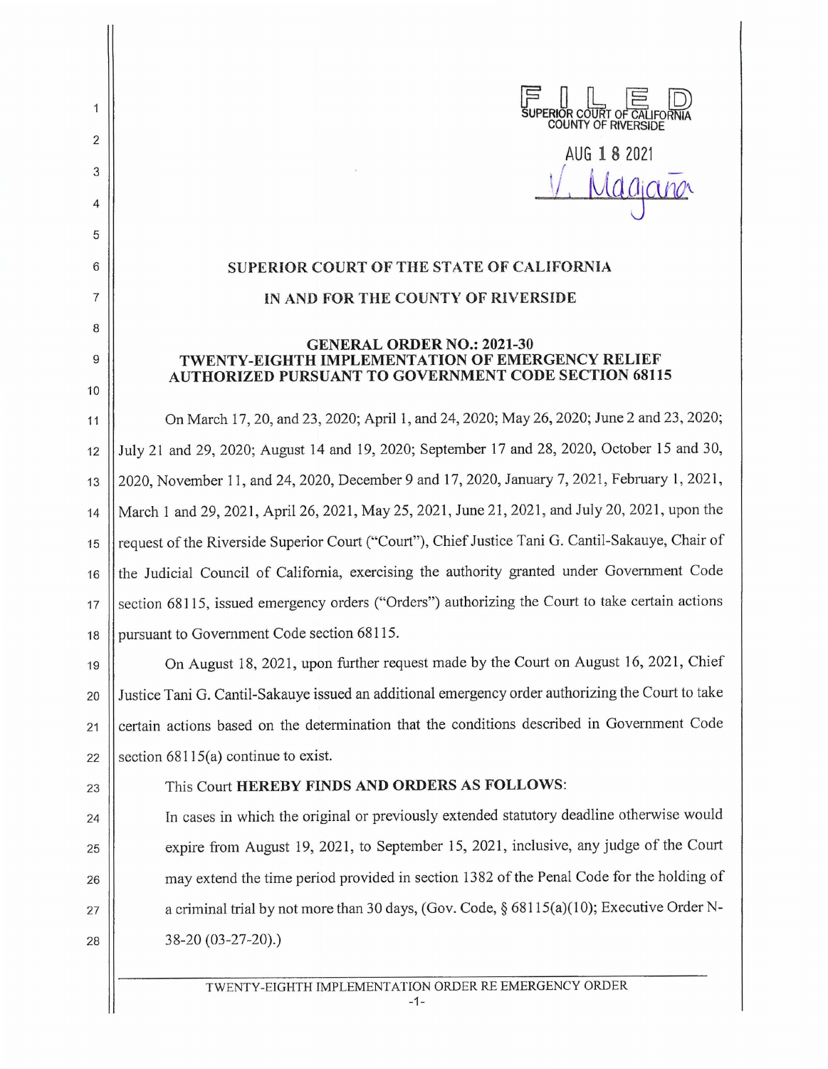FILED
SUPERIOR COURT OF CALIFORNIA
COUNTY OF RIVERSIDE

AUG 18 2021

V. Magaña

# SUPERIOR COURT OF THE STATE OF CALIFORNIA

# IN AND FOR THE COUNTY OF RIVERSIDE

## GENERAL ORDER NO.: 2021-30
## TWENTY-EIGHTH IMPLEMENTATION OF EMERGENCY RELIEF AUTHORIZED PURSUANT TO GOVERNMENT CODE SECTION 68115

On March 17, 20, and 23, 2020; April 1, and 24, 2020; May 26, 2020; June 2 and 23, 2020; July 21 and 29, 2020; August 14 and 19, 2020; September 17 and 28, 2020, October 15 and 30, 2020, November 11, and 24, 2020, December 9 and 17, 2020, January 7, 2021, February 1, 2021, March 1 and 29, 2021, April 26, 2021, May 25, 2021, June 21, 2021, and July 20, 2021, upon the request of the Riverside Superior Court ("Court"), Chief Justice Tani G. Cantil-Sakauye, Chair of the Judicial Council of California, exercising the authority granted under Government Code section 68115, issued emergency orders ("Orders") authorizing the Court to take certain actions pursuant to Government Code section 68115.

On August 18, 2021, upon further request made by the Court on August 16, 2021, Chief Justice Tani G. Cantil-Sakauye issued an additional emergency order authorizing the Court to take certain actions based on the determination that the conditions described in Government Code section 68115(a) continue to exist.

This Court **HEREBY FINDS AND ORDERS AS FOLLOWS**:

In cases in which the original or previously extended statutory deadline otherwise would expire from August 19, 2021, to September 15, 2021, inclusive, any judge of the Court may extend the time period provided in section 1382 of the Penal Code for the holding of a criminal trial by not more than 30 days, (Gov. Code, § 68115(a)(10); Executive Order N-38-20 (03-27-20).)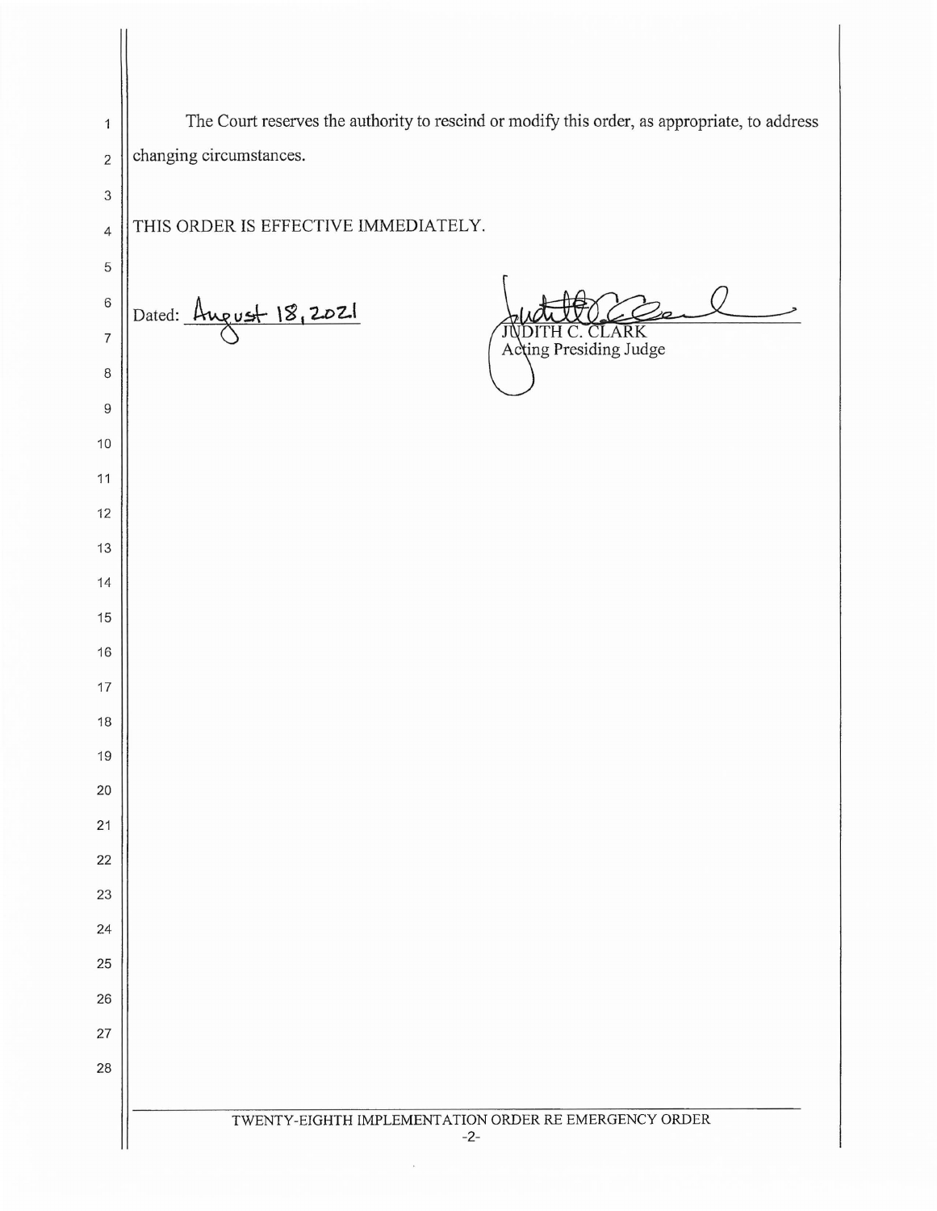The Court reserves the authority to rescind or modify this order, as appropriate, to address changing circumstances.

THIS ORDER IS EFFECTIVE IMMEDIATELY.

Dated: August 18, 2021

JUDITH C. CLARK
Acting Presiding Judge